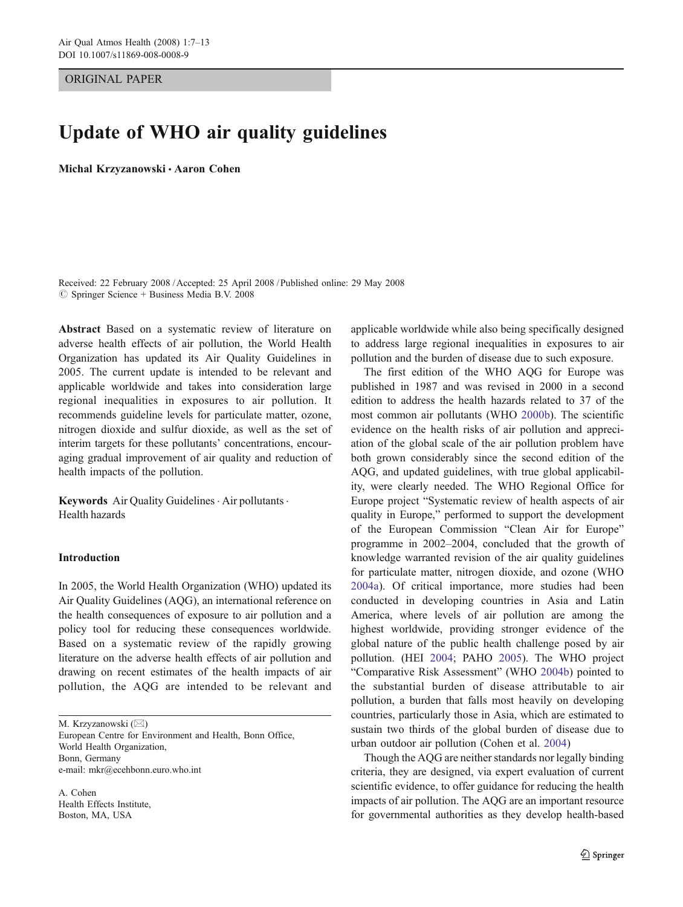ORIGINAL PAPER

# Update of WHO air quality guidelines

**Michal Krzyzanowski · Aaron Cohen**

Received: 22 February 2008 / Accepted: 25 April 2008 / Published online: 29 May 2008
© Springer Science + Business Media B.V. 2008

**Abstract** Based on a systematic review of literature on adverse health effects of air pollution, the World Health Organization has updated its Air Quality Guidelines in 2005. The current update is intended to be relevant and applicable worldwide and takes into consideration large regional inequalities in exposures to air pollution. It recommends guideline levels for particulate matter, ozone, nitrogen dioxide and sulfur dioxide, as well as the set of interim targets for these pollutants' concentrations, encouraging gradual improvement of air quality and reduction of health impacts of the pollution.

**Keywords** Air Quality Guidelines · Air pollutants · Health hazards

## Introduction

In 2005, the World Health Organization (WHO) updated its Air Quality Guidelines (AQG), an international reference on the health consequences of exposure to air pollution and a policy tool for reducing these consequences worldwide. Based on a systematic review of the rapidly growing literature on the adverse health effects of air pollution and drawing on recent estimates of the health impacts of air pollution, the AQG are intended to be relevant and applicable worldwide while also being specifically designed to address large regional inequalities in exposures to air pollution and the burden of disease due to such exposure.

The first edition of the WHO AQG for Europe was published in 1987 and was revised in 2000 in a second edition to address the health hazards related to 37 of the most common air pollutants (WHO 2000b). The scientific evidence on the health risks of air pollution and appreciation of the global scale of the air pollution problem have both grown considerably since the second edition of the AQG, and updated guidelines, with true global applicability, were clearly needed. The WHO Regional Office for Europe project "Systematic review of health aspects of air quality in Europe," performed to support the development of the European Commission "Clean Air for Europe" programme in 2002–2004, concluded that the growth of knowledge warranted revision of the air quality guidelines for particulate matter, nitrogen dioxide, and ozone (WHO 2004a). Of critical importance, more studies had been conducted in developing countries in Asia and Latin America, where levels of air pollution are among the highest worldwide, providing stronger evidence of the global nature of the public health challenge posed by air pollution. (HEI 2004; PAHO 2005). The WHO project "Comparative Risk Assessment" (WHO 2004b) pointed to the substantial burden of disease attributable to air pollution, a burden that falls most heavily on developing countries, particularly those in Asia, which are estimated to sustain two thirds of the global burden of disease due to urban outdoor air pollution (Cohen et al. 2004)

Though the AQG are neither standards nor legally binding criteria, they are designed, via expert evaluation of current scientific evidence, to offer guidance for reducing the health impacts of air pollution. The AQG are an important resource for governmental authorities as they develop health-based

M. Krzyzanowski (✉)
European Centre for Environment and Health, Bonn Office,
World Health Organization,
Bonn, Germany
e-mail: mkr@ecehbonn.euro.who.int

A. Cohen
Health Effects Institute,
Boston, MA, USA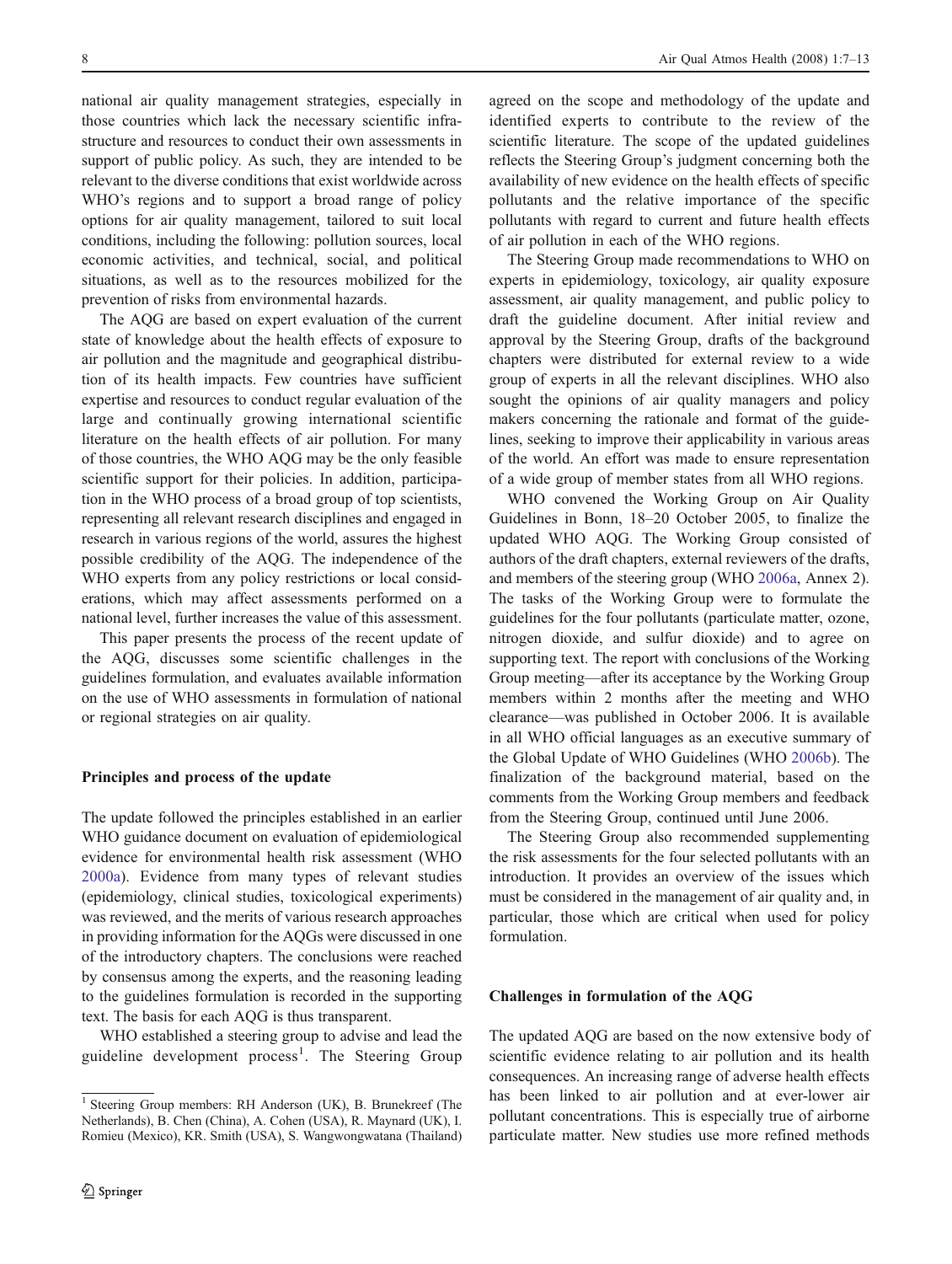national air quality management strategies, especially in those countries which lack the necessary scientific infrastructure and resources to conduct their own assessments in support of public policy. As such, they are intended to be relevant to the diverse conditions that exist worldwide across WHO's regions and to support a broad range of policy options for air quality management, tailored to suit local conditions, including the following: pollution sources, local economic activities, and technical, social, and political situations, as well as to the resources mobilized for the prevention of risks from environmental hazards.

The AQG are based on expert evaluation of the current state of knowledge about the health effects of exposure to air pollution and the magnitude and geographical distribution of its health impacts. Few countries have sufficient expertise and resources to conduct regular evaluation of the large and continually growing international scientific literature on the health effects of air pollution. For many of those countries, the WHO AQG may be the only feasible scientific support for their policies. In addition, participation in the WHO process of a broad group of top scientists, representing all relevant research disciplines and engaged in research in various regions of the world, assures the highest possible credibility of the AQG. The independence of the WHO experts from any policy restrictions or local considerations, which may affect assessments performed on a national level, further increases the value of this assessment.

This paper presents the process of the recent update of the AQG, discusses some scientific challenges in the guidelines formulation, and evaluates available information on the use of WHO assessments in formulation of national or regional strategies on air quality.

## Principles and process of the update

The update followed the principles established in an earlier WHO guidance document on evaluation of epidemiological evidence for environmental health risk assessment (WHO 2000a). Evidence from many types of relevant studies (epidemiology, clinical studies, toxicological experiments) was reviewed, and the merits of various research approaches in providing information for the AQGs were discussed in one of the introductory chapters. The conclusions were reached by consensus among the experts, and the reasoning leading to the guidelines formulation is recorded in the supporting text. The basis for each AQG is thus transparent.

WHO established a steering group to advise and lead the guideline development process[1]. The Steering Group agreed on the scope and methodology of the update and identified experts to contribute to the review of the scientific literature. The scope of the updated guidelines reflects the Steering Group's judgment concerning both the availability of new evidence on the health effects of specific pollutants and the relative importance of the specific pollutants with regard to current and future health effects of air pollution in each of the WHO regions.

The Steering Group made recommendations to WHO on experts in epidemiology, toxicology, air quality exposure assessment, air quality management, and public policy to draft the guideline document. After initial review and approval by the Steering Group, drafts of the background chapters were distributed for external review to a wide group of experts in all the relevant disciplines. WHO also sought the opinions of air quality managers and policy makers concerning the rationale and format of the guidelines, seeking to improve their applicability in various areas of the world. An effort was made to ensure representation of a wide group of member states from all WHO regions.

WHO convened the Working Group on Air Quality Guidelines in Bonn, 18–20 October 2005, to finalize the updated WHO AQG. The Working Group consisted of authors of the draft chapters, external reviewers of the drafts, and members of the steering group (WHO 2006a, Annex 2). The tasks of the Working Group were to formulate the guidelines for the four pollutants (particulate matter, ozone, nitrogen dioxide, and sulfur dioxide) and to agree on supporting text. The report with conclusions of the Working Group meeting—after its acceptance by the Working Group members within 2 months after the meeting and WHO clearance—was published in October 2006. It is available in all WHO official languages as an executive summary of the Global Update of WHO Guidelines (WHO 2006b). The finalization of the background material, based on the comments from the Working Group members and feedback from the Steering Group, continued until June 2006.

The Steering Group also recommended supplementing the risk assessments for the four selected pollutants with an introduction. It provides an overview of the issues which must be considered in the management of air quality and, in particular, those which are critical when used for policy formulation.

## Challenges in formulation of the AQG

The updated AQG are based on the now extensive body of scientific evidence relating to air pollution and its health consequences. An increasing range of adverse health effects has been linked to air pollution and at ever-lower air pollutant concentrations. This is especially true of airborne particulate matter. New studies use more refined methods

[1] Steering Group members: RH Anderson (UK), B. Brunekreef (The Netherlands), B. Chen (China), A. Cohen (USA), R. Maynard (UK), I. Romieu (Mexico), KR. Smith (USA), S. Wangwongwatana (Thailand)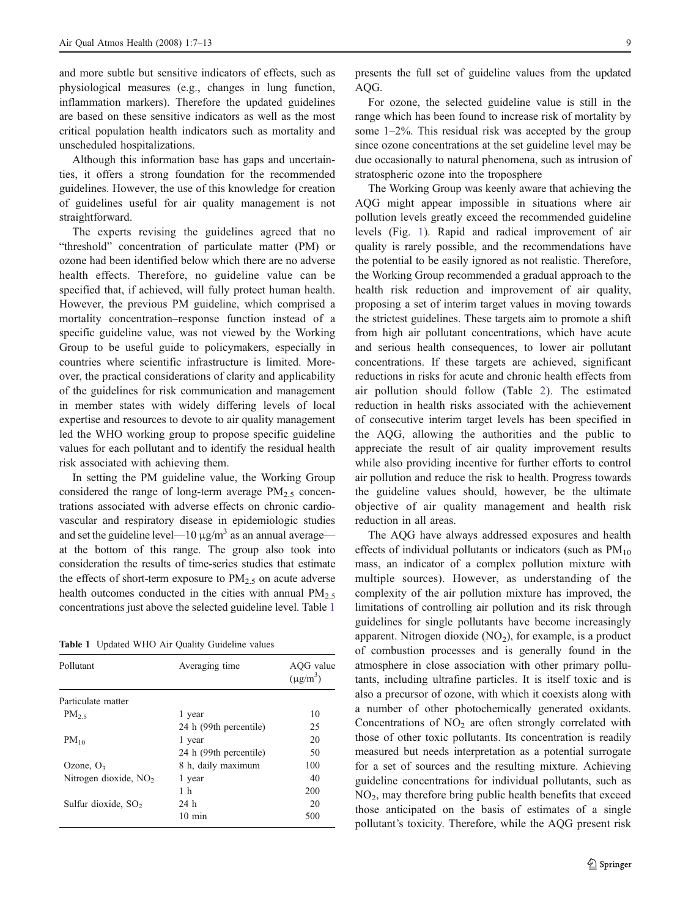and more subtle but sensitive indicators of effects, such as physiological measures (e.g., changes in lung function, inflammation markers). Therefore the updated guidelines are based on these sensitive indicators as well as the most critical population health indicators such as mortality and unscheduled hospitalizations.

Although this information base has gaps and uncertainties, it offers a strong foundation for the recommended guidelines. However, the use of this knowledge for creation of guidelines useful for air quality management is not straightforward.

The experts revising the guidelines agreed that no "threshold" concentration of particulate matter (PM) or ozone had been identified below which there are no adverse health effects. Therefore, no guideline value can be specified that, if achieved, will fully protect human health. However, the previous PM guideline, which comprised a mortality concentration–response function instead of a specific guideline value, was not viewed by the Working Group to be useful guide to policymakers, especially in countries where scientific infrastructure is limited. Moreover, the practical considerations of clarity and applicability of the guidelines for risk communication and management in member states with widely differing levels of local expertise and resources to devote to air quality management led the WHO working group to propose specific guideline values for each pollutant and to identify the residual health risk associated with achieving them.

In setting the PM guideline value, the Working Group considered the range of long-term average $PM_{2.5}$ concentrations associated with adverse effects on chronic cardiovascular and respiratory disease in epidemiologic studies and set the guideline level—10 μg/m$^3$ as an annual average—at the bottom of this range. The group also took into consideration the results of time-series studies that estimate the effects of short-term exposure to $PM_{2.5}$ on acute adverse health outcomes conducted in the cities with annual $PM_{2.5}$ concentrations just above the selected guideline level. Table 1 presents the full set of guideline values from the updated AQG.

**Table 1** Updated WHO Air Quality Guideline values

| Pollutant | Averaging time | AQG value (μg/m$^3$) |
|---|---|---|
| Particulate matter | | |
| $PM_{2.5}$ | 1 year | 10 |
| | 24 h (99th percentile) | 25 |
| $PM_{10}$ | 1 year | 20 |
| | 24 h (99th percentile) | 50 |
| Ozone, $O_3$ | 8 h, daily maximum | 100 |
| Nitrogen dioxide, $NO_2$ | 1 year | 40 |
| | 1 h | 200 |
| Sulfur dioxide, $SO_2$ | 24 h | 20 |
| | 10 min | 500 |

For ozone, the selected guideline value is still in the range which has been found to increase risk of mortality by some 1–2%. This residual risk was accepted by the group since ozone concentrations at the set guideline level may be due occasionally to natural phenomena, such as intrusion of stratospheric ozone into the troposphere

The Working Group was keenly aware that achieving the AQG might appear impossible in situations where air pollution levels greatly exceed the recommended guideline levels (Fig. 1). Rapid and radical improvement of air quality is rarely possible, and the recommendations have the potential to be easily ignored as not realistic. Therefore, the Working Group recommended a gradual approach to the health risk reduction and improvement of air quality, proposing a set of interim target values in moving towards the strictest guidelines. These targets aim to promote a shift from high air pollutant concentrations, which have acute and serious health consequences, to lower air pollutant concentrations. If these targets are achieved, significant reductions in risks for acute and chronic health effects from air pollution should follow (Table 2). The estimated reduction in health risks associated with the achievement of consecutive interim target levels has been specified in the AQG, allowing the authorities and the public to appreciate the result of air quality improvement results while also providing incentive for further efforts to control air pollution and reduce the risk to health. Progress towards the guideline values should, however, be the ultimate objective of air quality management and health risk reduction in all areas.

The AQG have always addressed exposures and health effects of individual pollutants or indicators (such as $PM_{10}$ mass, an indicator of a complex pollution mixture with multiple sources). However, as understanding of the complexity of the air pollution mixture has improved, the limitations of controlling air pollution and its risk through guidelines for single pollutants have become increasingly apparent. Nitrogen dioxide ($NO_2$), for example, is a product of combustion processes and is generally found in the atmosphere in close association with other primary pollutants, including ultrafine particles. It is itself toxic and is also a precursor of ozone, with which it coexists along with a number of other photochemically generated oxidants. Concentrations of $NO_2$ are often strongly correlated with those of other toxic pollutants. Its concentration is readily measured but needs interpretation as a potential surrogate for a set of sources and the resulting mixture. Achieving guideline concentrations for individual pollutants, such as $NO_2$, may therefore bring public health benefits that exceed those anticipated on the basis of estimates of a single pollutant's toxicity. Therefore, while the AQG present risk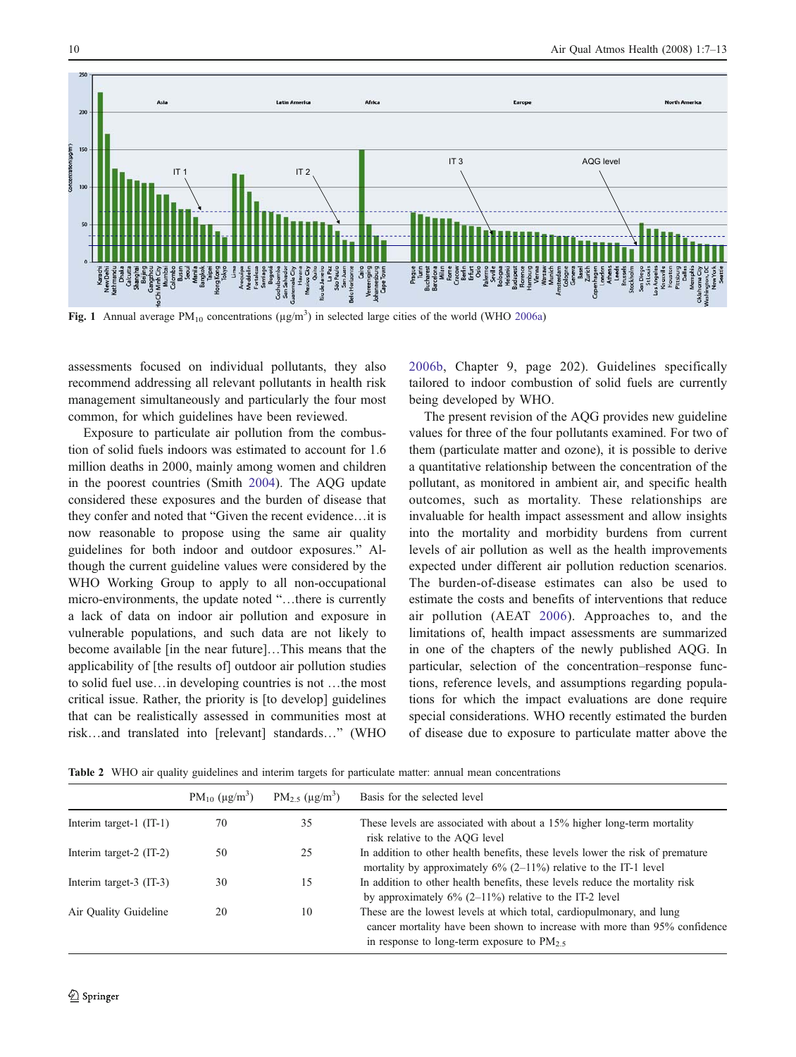Fig. 1 Annual average $PM_{10}$ concentrations ($\mu g/m^3$) in selected large cities of the world (WHO 2006a)

assessments focused on individual pollutants, they also recommend addressing all relevant pollutants in health risk management simultaneously and particularly the four most common, for which guidelines have been reviewed.

Exposure to particulate air pollution from the combustion of solid fuels indoors was estimated to account for 1.6 million deaths in 2000, mainly among women and children in the poorest countries (Smith 2004). The AQG update considered these exposures and the burden of disease that they confer and noted that "Given the recent evidence…it is now reasonable to propose using the same air quality guidelines for both indoor and outdoor exposures." Although the current guideline values were considered by the WHO Working Group to apply to all non-occupational micro-environments, the update noted "…there is currently a lack of data on indoor air pollution and exposure in vulnerable populations, and such data are not likely to become available [in the near future]…This means that the applicability of [the results of] outdoor air pollution studies to solid fuel use…in developing countries is not …the most critical issue. Rather, the priority is [to develop] guidelines that can be realistically assessed in communities most at risk…and translated into [relevant] standards…" (WHO 2006b, Chapter 9, page 202). Guidelines specifically tailored to indoor combustion of solid fuels are currently being developed by WHO.

The present revision of the AQG provides new guideline values for three of the four pollutants examined. For two of them (particulate matter and ozone), it is possible to derive a quantitative relationship between the concentration of the pollutant, as monitored in ambient air, and specific health outcomes, such as mortality. These relationships are invaluable for health impact assessment and allow insights into the mortality and morbidity burdens from current levels of air pollution as well as the health improvements expected under different air pollution reduction scenarios. The burden-of-disease estimates can also be used to estimate the costs and benefits of interventions that reduce air pollution (AEAT 2006). Approaches to, and the limitations of, health impact assessments are summarized in one of the chapters of the newly published AQG. In particular, selection of the concentration–response functions, reference levels, and assumptions regarding populations for which the impact evaluations are done require special considerations. WHO recently estimated the burden of disease due to exposure to particulate matter above the

Table 2 WHO air quality guidelines and interim targets for particulate matter: annual mean concentrations

| | $PM_{10}$ ($\mu g/m^3$) | $PM_{2.5}$ ($\mu g/m^3$) | Basis for the selected level |
|---|---|---|---|
| Interim target-1 (IT-1) | 70 | 35 | These levels are associated with about a 15% higher long-term mortality risk relative to the AQG level |
| Interim target-2 (IT-2) | 50 | 25 | In addition to other health benefits, these levels lower the risk of premature mortality by approximately 6% (2–11%) relative to the IT-1 level |
| Interim target-3 (IT-3) | 30 | 15 | In addition to other health benefits, these levels reduce the mortality risk by approximately 6% (2–11%) relative to the IT-2 level |
| Air Quality Guideline | 20 | 10 | These are the lowest levels at which total, cardiopulmonary, and lung cancer mortality have been shown to increase with more than 95% confidence in response to long-term exposure to $PM_{2.5}$ |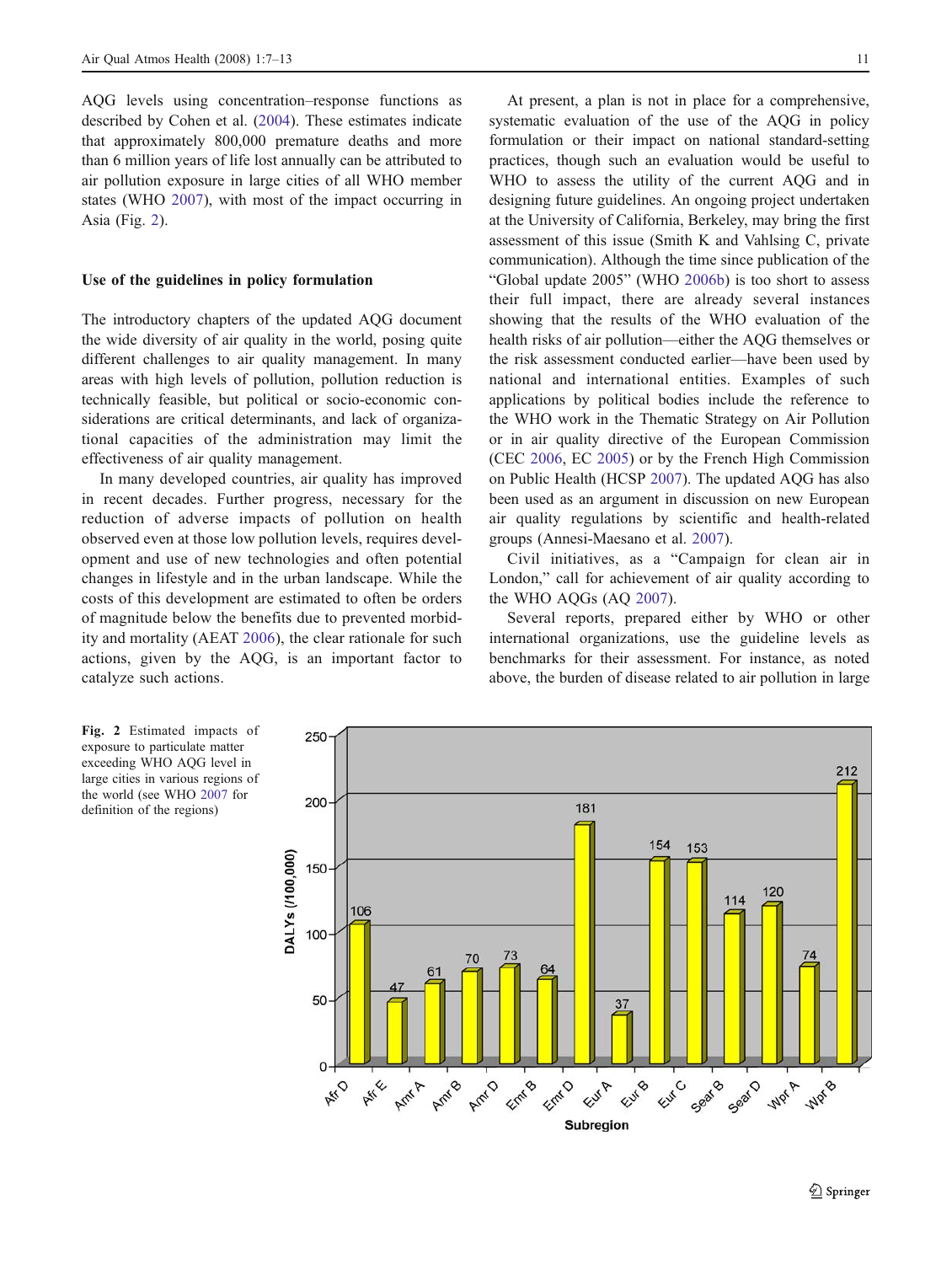AQG levels using concentration–response functions as described by Cohen et al. (2004). These estimates indicate that approximately 800,000 premature deaths and more than 6 million years of life lost annually can be attributed to air pollution exposure in large cities of all WHO member states (WHO 2007), with most of the impact occurring in Asia (Fig. 2).

## Use of the guidelines in policy formulation

The introductory chapters of the updated AQG document the wide diversity of air quality in the world, posing quite different challenges to air quality management. In many areas with high levels of pollution, pollution reduction is technically feasible, but political or socio-economic considerations are critical determinants, and lack of organizational capacities of the administration may limit the effectiveness of air quality management.

In many developed countries, air quality has improved in recent decades. Further progress, necessary for the reduction of adverse impacts of pollution on health observed even at those low pollution levels, requires development and use of new technologies and often potential changes in lifestyle and in the urban landscape. While the costs of this development are estimated to often be orders of magnitude below the benefits due to prevented morbidity and mortality (AEAT 2006), the clear rationale for such actions, given by the AQG, is an important factor to catalyze such actions.

At present, a plan is not in place for a comprehensive, systematic evaluation of the use of the AQG in policy formulation or their impact on national standard-setting practices, though such an evaluation would be useful to WHO to assess the utility of the current AQG and in designing future guidelines. An ongoing project undertaken at the University of California, Berkeley, may bring the first assessment of this issue (Smith K and Vahlsing C, private communication). Although the time since publication of the "Global update 2005" (WHO 2006b) is too short to assess their full impact, there are already several instances showing that the results of the WHO evaluation of the health risks of air pollution—either the AQG themselves or the risk assessment conducted earlier—have been used by national and international entities. Examples of such applications by political bodies include the reference to the WHO work in the Thematic Strategy on Air Pollution or in air quality directive of the European Commission (CEC 2006, EC 2005) or by the French High Commission on Public Health (HCSP 2007). The updated AQG has also been used as an argument in discussion on new European air quality regulations by scientific and health-related groups (Annesi-Maesano et al. 2007).

Civil initiatives, as a "Campaign for clean air in London," call for achievement of air quality according to the WHO AQGs (AQ 2007).

Several reports, prepared either by WHO or other international organizations, use the guideline levels as benchmarks for their assessment. For instance, as noted above, the burden of disease related to air pollution in large

| Subregion | DALYs (/100,000) |
|---|---|
| Afr D | 106 |
| Afr E | 47 |
| Amr A | 61 |
| Amr B | 70 |
| Amr D | 73 |
| Emr B | 64 |
| Emr D | 181 |
| Eur A | 37 |
| Eur B | 154 |
| Eur C | 153 |
| Sear B | 114 |
| Sear D | 120 |
| Wpr A | 74 |
| Wpr B | 212 |

**Fig. 2** Estimated impacts of exposure to particulate matter exceeding WHO AQG level in large cities in various regions of the world (see WHO 2007 for definition of the regions)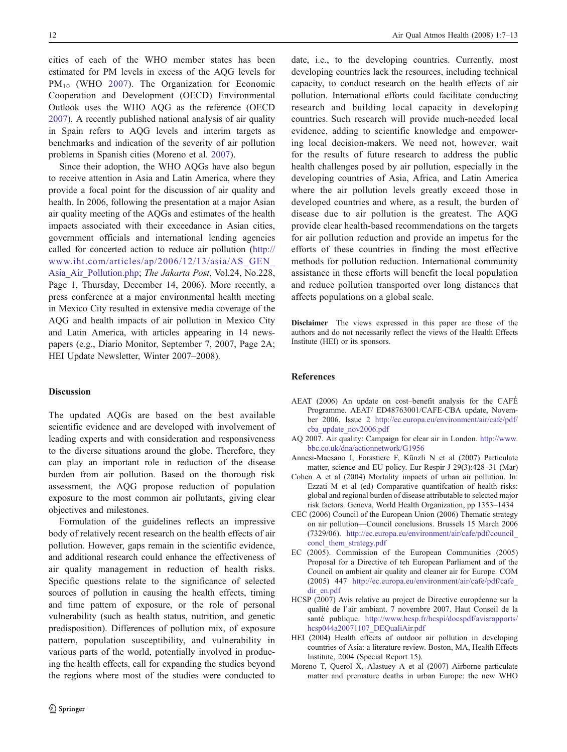cities of each of the WHO member states has been estimated for PM levels in excess of the AQG levels for $PM_{10}$ (WHO 2007). The Organization for Economic Cooperation and Development (OECD) Environmental Outlook uses the WHO AQG as the reference (OECD 2007). A recently published national analysis of air quality in Spain refers to AQG levels and interim targets as benchmarks and indication of the severity of air pollution problems in Spanish cities (Moreno et al. 2007).

Since their adoption, the WHO AQGs have also begun to receive attention in Asia and Latin America, where they provide a focal point for the discussion of air quality and health. In 2006, following the presentation at a major Asian air quality meeting of the AQGs and estimates of the health impacts associated with their exceedance in Asian cities, government officials and international lending agencies called for concerted action to reduce air pollution (http://www.iht.com/articles/ap/2006/12/13/asia/AS_GEN_Asia_Air_Pollution.php; *The Jakarta Post*, Vol.24, No.228, Page 1, Thursday, December 14, 2006). More recently, a press conference at a major environmental health meeting in Mexico City resulted in extensive media coverage of the AQG and health impacts of air pollution in Mexico City and Latin America, with articles appearing in 14 newspapers (e.g., Diario Monitor, September 7, 2007, Page 2A; HEI Update Newsletter, Winter 2007–2008).

## Discussion

The updated AQGs are based on the best available scientific evidence and are developed with involvement of leading experts and with consideration and responsiveness to the diverse situations around the globe. Therefore, they can play an important role in reduction of the disease burden from air pollution. Based on the thorough risk assessment, the AQG propose reduction of population exposure to the most common air pollutants, giving clear objectives and milestones.

Formulation of the guidelines reflects an impressive body of relatively recent research on the health effects of air pollution. However, gaps remain in the scientific evidence, and additional research could enhance the effectiveness of air quality management in reduction of health risks. Specific questions relate to the significance of selected sources of pollution in causing the health effects, timing and time pattern of exposure, or the role of personal vulnerability (such as health status, nutrition, and genetic predisposition). Differences of pollution mix, of exposure pattern, population susceptibility, and vulnerability in various parts of the world, potentially involved in producing the health effects, call for expanding the studies beyond the regions where most of the studies were conducted to date, i.e., to the developing countries. Currently, most developing countries lack the resources, including technical capacity, to conduct research on the health effects of air pollution. International efforts could facilitate conducting research and building local capacity in developing countries. Such research will provide much-needed local evidence, adding to scientific knowledge and empowering local decision-makers. We need not, however, wait for the results of future research to address the public health challenges posed by air pollution, especially in the developing countries of Asia, Africa, and Latin America where the air pollution levels greatly exceed those in developed countries and where, as a result, the burden of disease due to air pollution is the greatest. The AQG provide clear health-based recommendations on the targets for air pollution reduction and provide an impetus for the efforts of these countries in finding the most effective methods for pollution reduction. International community assistance in these efforts will benefit the local population and reduce pollution transported over long distances that affects populations on a global scale.

**Disclaimer** The views expressed in this paper are those of the authors and do not necessarily reflect the views of the Health Effects Institute (HEI) or its sponsors.

## References

AEAT (2006) An update on cost–benefit analysis for the CAFÉ Programme. AEAT/ ED48763001/CAFE-CBA update, November 2006. Issue 2 http://ec.europa.eu/environment/air/cafe/pdf/cba_update_nov2006.pdf

AQ 2007. Air quality: Campaign for clear air in London. http://www.bbc.co.uk/dna/actionnetwork/G1956

Annesi-Maesano I, Forastiere F, Künzli N et al (2007) Particulate matter, science and EU policy. Eur Respir J 29(3):428–31 (Mar)

Cohen A et al (2004) Mortality impacts of urban air pollution. In: Ezzati M et al (ed) Comparative quantifcation of health risks: global and regional burden of disease attributable to selected major risk factors. Geneva, World Health Organization, pp 1353–1434

CEC (2006) Council of the European Union (2006) Thematic strategy on air pollution—Council conclusions. Brussels 15 March 2006 (7329/06). http://ec.europa.eu/environment/air/cafe/pdf/council_concl_them_strategy.pdf

EC (2005). Commission of the European Communities (2005) Proposal for a Directive of teh European Parliament and of the Council on ambient air quality and cleaner air for Europe. COM (2005) 447 http://ec.europa.eu/environment/air/cafe/pdf/cafe_dir_en.pdf

HCSP (2007) Avis relative au project de Directive européenne sur la qualité de l'air ambiant. 7 novembre 2007. Haut Conseil de la santé publique. http://www.hcsp.fr/hcspi/docspdf/avisrapports/hcsp044a20071107_DEQualiAir.pdf

HEI (2004) Health effects of outdoor air pollution in developing countries of Asia: a literature review. Boston, MA, Health Effects Institute, 2004 (Special Report 15).

Moreno T, Querol X, Alastuey A et al (2007) Airborne particulate matter and premature deaths in urban Europe: the new WHO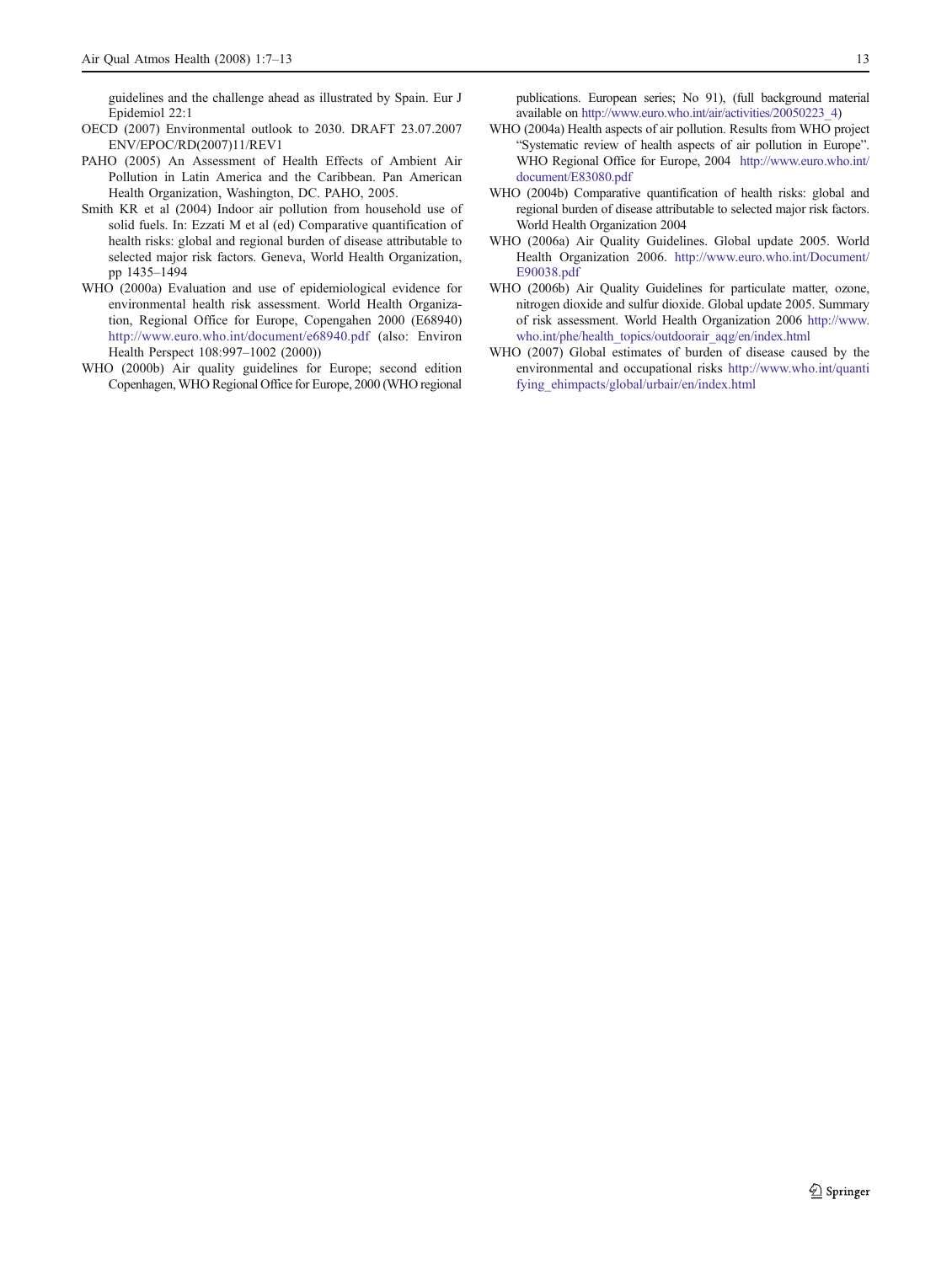guidelines and the challenge ahead as illustrated by Spain. Eur J Epidemiol 22:1

OECD (2007) Environmental outlook to 2030. DRAFT 23.07.2007 ENV/EPOC/RD(2007)11/REV1

PAHO (2005) An Assessment of Health Effects of Ambient Air Pollution in Latin America and the Caribbean. Pan American Health Organization, Washington, DC. PAHO, 2005.

Smith KR et al (2004) Indoor air pollution from household use of solid fuels. In: Ezzati M et al (ed) Comparative quantification of health risks: global and regional burden of disease attributable to selected major risk factors. Geneva, World Health Organization, pp 1435–1494

WHO (2000a) Evaluation and use of epidemiological evidence for environmental health risk assessment. World Health Organization, Regional Office for Europe, Copengahen 2000 (E68940) http://www.euro.who.int/document/e68940.pdf (also: Environ Health Perspect 108:997–1002 (2000))

WHO (2000b) Air quality guidelines for Europe; second edition Copenhagen, WHO Regional Office for Europe, 2000 (WHO regional publications. European series; No 91), (full background material available on http://www.euro.who.int/air/activities/20050223_4)

WHO (2004a) Health aspects of air pollution. Results from WHO project "Systematic review of health aspects of air pollution in Europe". WHO Regional Office for Europe, 2004 http://www.euro.who.int/document/E83080.pdf

WHO (2004b) Comparative quantification of health risks: global and regional burden of disease attributable to selected major risk factors. World Health Organization 2004

WHO (2006a) Air Quality Guidelines. Global update 2005. World Health Organization 2006. http://www.euro.who.int/Document/E90038.pdf

WHO (2006b) Air Quality Guidelines for particulate matter, ozone, nitrogen dioxide and sulfur dioxide. Global update 2005. Summary of risk assessment. World Health Organization 2006 http://www.who.int/phe/health_topics/outdoorair_aqg/en/index.html

WHO (2007) Global estimates of burden of disease caused by the environmental and occupational risks http://www.who.int/quantifying_ehimpacts/global/urbair/en/index.html